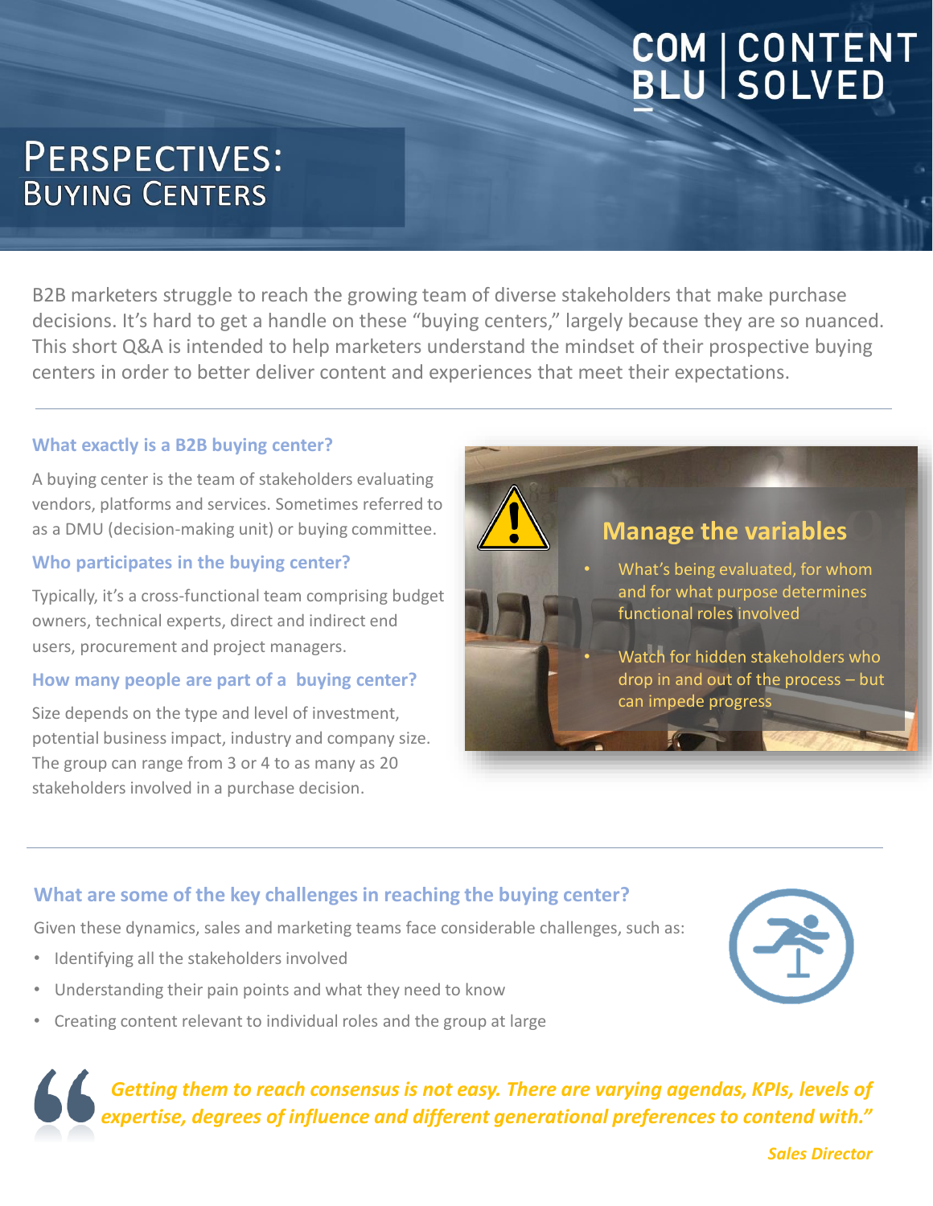COM | CONTENT
BLU | SOLVED

# Perspectives: Buying Centers

B2B marketers struggle to reach the growing team of diverse stakeholders that make purchase decisions. It's hard to get a handle on these "buying centers," largely because they are so nuanced. This short Q&A is intended to help marketers understand the mindset of their prospective buying centers in order to better deliver content and experiences that meet their expectations.

---

### What exactly is a B2B buying center?

A buying center is the team of stakeholders evaluating vendors, platforms and services. Sometimes referred to as a DMU (decision-making unit) or buying committee.

### Who participates in the buying center?

Typically, it's a cross-functional team comprising budget owners, technical experts, direct and indirect end users, procurement and project managers.

### How many people are part of a buying center?

Size depends on the type and level of investment, potential business impact, industry and company size. The group can range from 3 or 4 to as many as 20 stakeholders involved in a purchase decision.

### Manage the variables

- What's being evaluated, for whom and for what purpose determines functional roles involved
- Watch for hidden stakeholders who drop in and out of the process – but can impede progress

---

### What are some of the key challenges in reaching the buying center?

Given these dynamics, sales and marketing teams face considerable challenges, such as:

- Identifying all the stakeholders involved
- Understanding their pain points and what they need to know
- Creating content relevant to individual roles and the group at large

> ***"Getting them to reach consensus is not easy. There are varying agendas, KPIs, levels of expertise, degrees of influence and different generational preferences to contend with."***
>
> ***Sales Director***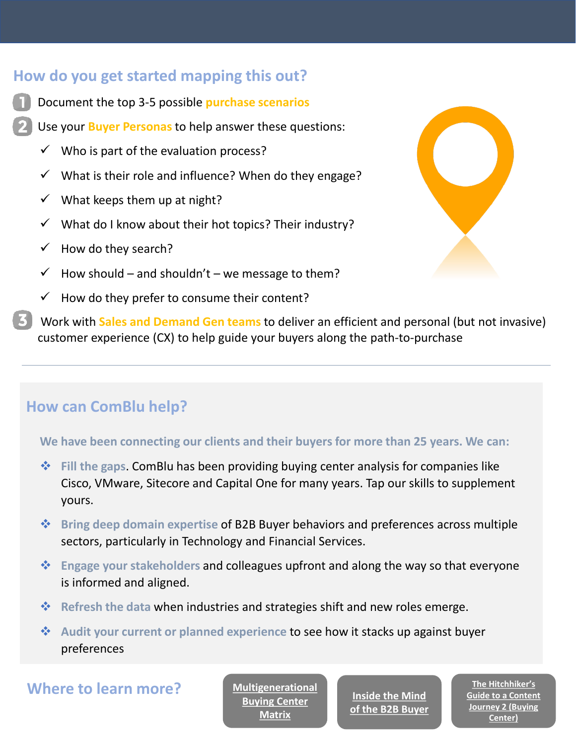## How do you get started mapping this out?

1. Document the top 3-5 possible purchase scenarios
2. Use your Buyer Personas to help answer these questions:
   - ✓ Who is part of the evaluation process?
   - ✓ What is their role and influence? When do they engage?
   - ✓ What keeps them up at night?
   - ✓ What do I know about their hot topics? Their industry?
   - ✓ How do they search?
   - ✓ How should – and shouldn't – we message to them?
   - ✓ How do they prefer to consume their content?
3. Work with Sales and Demand Gen teams to deliver an efficient and personal (but not invasive) customer experience (CX) to help guide your buyers along the path-to-purchase

---

## How can ComBlu help?

**We have been connecting our clients and their buyers for more than 25 years. We can:**

- **Fill the gaps**. ComBlu has been providing buying center analysis for companies like Cisco, VMware, Sitecore and Capital One for many years. Tap our skills to supplement yours.
- **Bring deep domain expertise** of B2B Buyer behaviors and preferences across multiple sectors, particularly in Technology and Financial Services.
- **Engage your stakeholders** and colleagues upfront and along the way so that everyone is informed and aligned.
- **Refresh the data** when industries and strategies shift and new roles emerge.
- **Audit your current or planned experience** to see how it stacks up against buyer preferences

## Where to learn more?

- Multigenerational Buying Center Matrix
- Inside the Mind of the B2B Buyer
- The Hitchhiker's Guide to a Content Journey 2 (Buying Center)